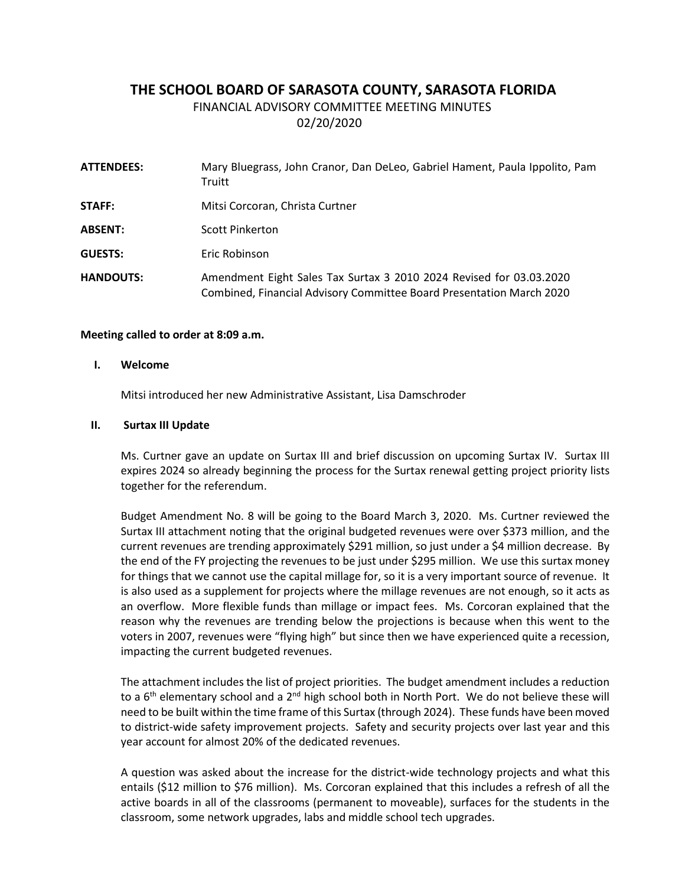# THE SCHOOL BOARD OF SARASOTA COUNTY, SARASOTA FLORIDA

FINANCIAL ADVISORY COMMITTEE MEETING MINUTES

02/20/2020

| | |
|---|---|
| **ATTENDEES:** | Mary Bluegrass, John Cranor, Dan DeLeo, Gabriel Hament, Paula Ippolito, Pam Truitt |
| **STAFF:** | Mitsi Corcoran, Christa Curtner |
| **ABSENT:** | Scott Pinkerton |
| **GUESTS:** | Eric Robinson |
| **HANDOUTS:** | Amendment Eight Sales Tax Surtax 3 2010 2024 Revised for 03.03.2020 Combined, Financial Advisory Committee Board Presentation March 2020 |

**Meeting called to order at 8:09 a.m.**

**I. Welcome**

Mitsi introduced her new Administrative Assistant, Lisa Damschroder

**II. Surtax III Update**

Ms. Curtner gave an update on Surtax III and brief discussion on upcoming Surtax IV. Surtax III expires 2024 so already beginning the process for the Surtax renewal getting project priority lists together for the referendum.

Budget Amendment No. 8 will be going to the Board March 3, 2020. Ms. Curtner reviewed the Surtax III attachment noting that the original budgeted revenues were over $373 million, and the current revenues are trending approximately $291 million, so just under a $4 million decrease. By the end of the FY projecting the revenues to be just under $295 million. We use this surtax money for things that we cannot use the capital millage for, so it is a very important source of revenue. It is also used as a supplement for projects where the millage revenues are not enough, so it acts as an overflow. More flexible funds than millage or impact fees. Ms. Corcoran explained that the reason why the revenues are trending below the projections is because when this went to the voters in 2007, revenues were "flying high" but since then we have experienced quite a recession, impacting the current budgeted revenues.

The attachment includes the list of project priorities. The budget amendment includes a reduction to a 6th elementary school and a 2nd high school both in North Port. We do not believe these will need to be built within the time frame of this Surtax (through 2024). These funds have been moved to district-wide safety improvement projects. Safety and security projects over last year and this year account for almost 20% of the dedicated revenues.

A question was asked about the increase for the district-wide technology projects and what this entails ($12 million to $76 million). Ms. Corcoran explained that this includes a refresh of all the active boards in all of the classrooms (permanent to moveable), surfaces for the students in the classroom, some network upgrades, labs and middle school tech upgrades.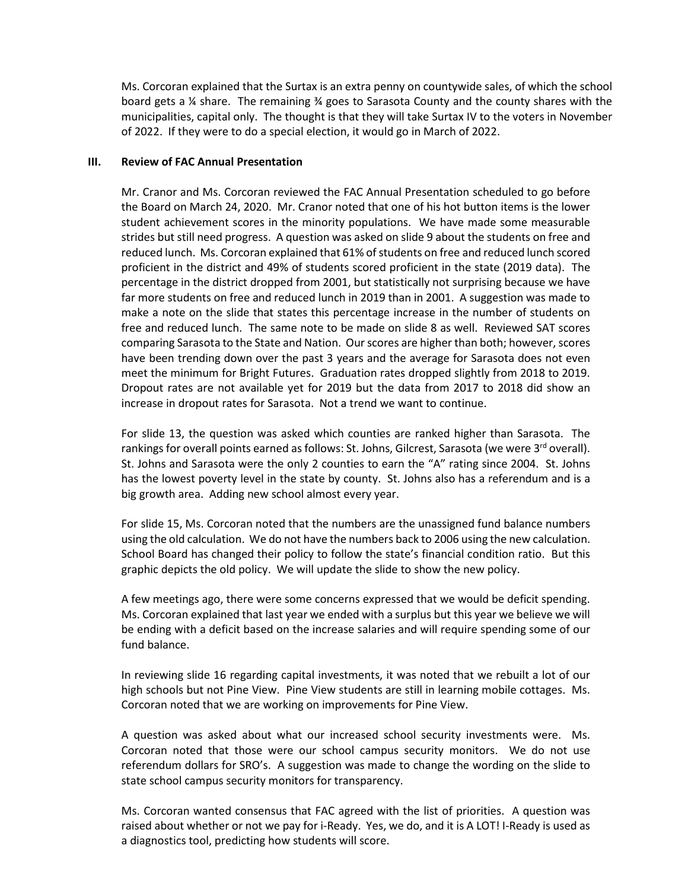Ms. Corcoran explained that the Surtax is an extra penny on countywide sales, of which the school board gets a ¼ share. The remaining ¾ goes to Sarasota County and the county shares with the municipalities, capital only. The thought is that they will take Surtax IV to the voters in November of 2022. If they were to do a special election, it would go in March of 2022.

## III. Review of FAC Annual Presentation

Mr. Cranor and Ms. Corcoran reviewed the FAC Annual Presentation scheduled to go before the Board on March 24, 2020. Mr. Cranor noted that one of his hot button items is the lower student achievement scores in the minority populations. We have made some measurable strides but still need progress. A question was asked on slide 9 about the students on free and reduced lunch. Ms. Corcoran explained that 61% of students on free and reduced lunch scored proficient in the district and 49% of students scored proficient in the state (2019 data). The percentage in the district dropped from 2001, but statistically not surprising because we have far more students on free and reduced lunch in 2019 than in 2001. A suggestion was made to make a note on the slide that states this percentage increase in the number of students on free and reduced lunch. The same note to be made on slide 8 as well. Reviewed SAT scores comparing Sarasota to the State and Nation. Our scores are higher than both; however, scores have been trending down over the past 3 years and the average for Sarasota does not even meet the minimum for Bright Futures. Graduation rates dropped slightly from 2018 to 2019. Dropout rates are not available yet for 2019 but the data from 2017 to 2018 did show an increase in dropout rates for Sarasota. Not a trend we want to continue.

For slide 13, the question was asked which counties are ranked higher than Sarasota. The rankings for overall points earned as follows: St. Johns, Gilcrest, Sarasota (we were 3rd overall). St. Johns and Sarasota were the only 2 counties to earn the "A" rating since 2004. St. Johns has the lowest poverty level in the state by county. St. Johns also has a referendum and is a big growth area. Adding new school almost every year.

For slide 15, Ms. Corcoran noted that the numbers are the unassigned fund balance numbers using the old calculation. We do not have the numbers back to 2006 using the new calculation. School Board has changed their policy to follow the state's financial condition ratio. But this graphic depicts the old policy. We will update the slide to show the new policy.

A few meetings ago, there were some concerns expressed that we would be deficit spending. Ms. Corcoran explained that last year we ended with a surplus but this year we believe we will be ending with a deficit based on the increase salaries and will require spending some of our fund balance.

In reviewing slide 16 regarding capital investments, it was noted that we rebuilt a lot of our high schools but not Pine View. Pine View students are still in learning mobile cottages. Ms. Corcoran noted that we are working on improvements for Pine View.

A question was asked about what our increased school security investments were. Ms. Corcoran noted that those were our school campus security monitors. We do not use referendum dollars for SRO's. A suggestion was made to change the wording on the slide to state school campus security monitors for transparency.

Ms. Corcoran wanted consensus that FAC agreed with the list of priorities. A question was raised about whether or not we pay for i-Ready. Yes, we do, and it is A LOT! I-Ready is used as a diagnostics tool, predicting how students will score.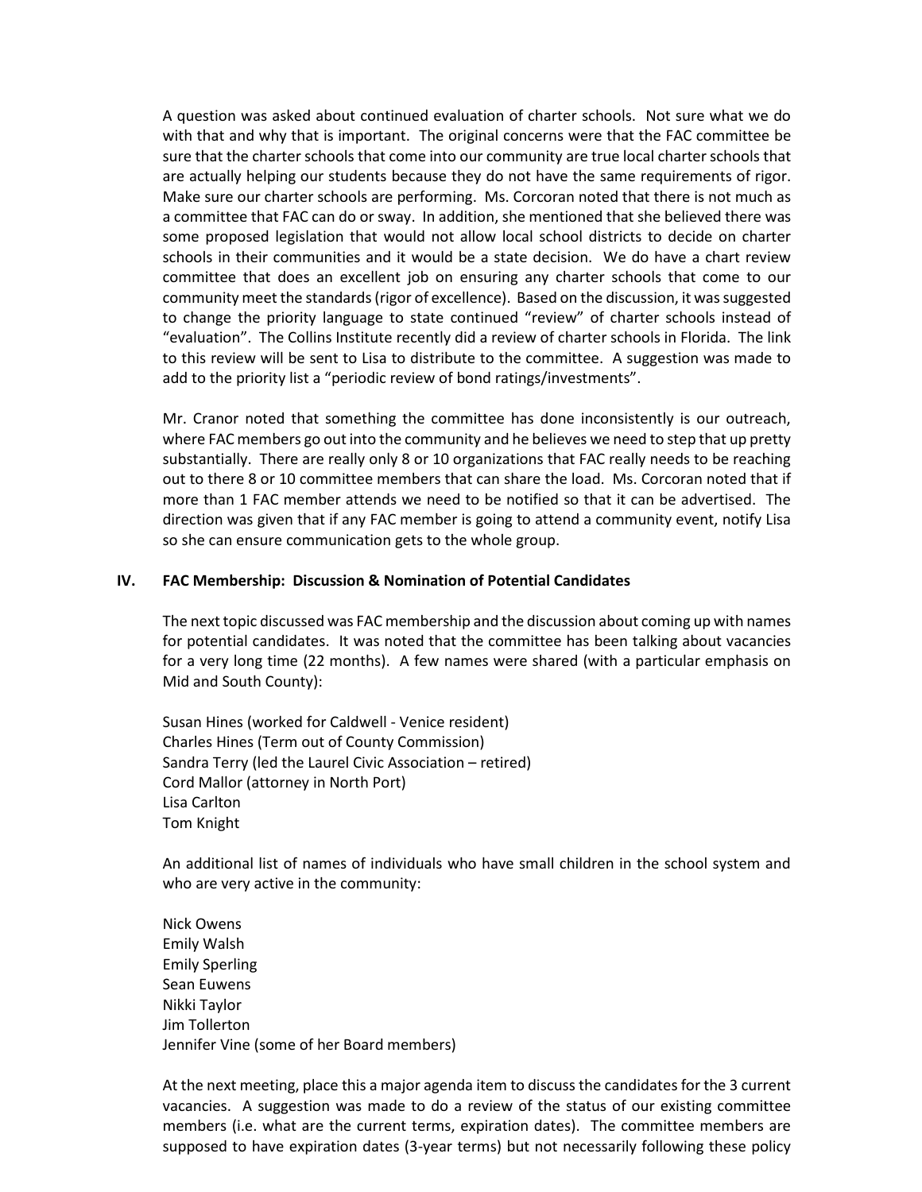A question was asked about continued evaluation of charter schools. Not sure what we do with that and why that is important. The original concerns were that the FAC committee be sure that the charter schools that come into our community are true local charter schools that are actually helping our students because they do not have the same requirements of rigor. Make sure our charter schools are performing. Ms. Corcoran noted that there is not much as a committee that FAC can do or sway. In addition, she mentioned that she believed there was some proposed legislation that would not allow local school districts to decide on charter schools in their communities and it would be a state decision. We do have a chart review committee that does an excellent job on ensuring any charter schools that come to our community meet the standards (rigor of excellence). Based on the discussion, it was suggested to change the priority language to state continued "review" of charter schools instead of "evaluation". The Collins Institute recently did a review of charter schools in Florida. The link to this review will be sent to Lisa to distribute to the committee. A suggestion was made to add to the priority list a "periodic review of bond ratings/investments".

Mr. Cranor noted that something the committee has done inconsistently is our outreach, where FAC members go out into the community and he believes we need to step that up pretty substantially. There are really only 8 or 10 organizations that FAC really needs to be reaching out to there 8 or 10 committee members that can share the load. Ms. Corcoran noted that if more than 1 FAC member attends we need to be notified so that it can be advertised. The direction was given that if any FAC member is going to attend a community event, notify Lisa so she can ensure communication gets to the whole group.

**IV. FAC Membership: Discussion & Nomination of Potential Candidates**

The next topic discussed was FAC membership and the discussion about coming up with names for potential candidates. It was noted that the committee has been talking about vacancies for a very long time (22 months). A few names were shared (with a particular emphasis on Mid and South County):

Susan Hines (worked for Caldwell - Venice resident)
Charles Hines (Term out of County Commission)
Sandra Terry (led the Laurel Civic Association – retired)
Cord Mallor (attorney in North Port)
Lisa Carlton
Tom Knight

An additional list of names of individuals who have small children in the school system and who are very active in the community:

Nick Owens
Emily Walsh
Emily Sperling
Sean Euwens
Nikki Taylor
Jim Tollerton
Jennifer Vine (some of her Board members)

At the next meeting, place this a major agenda item to discuss the candidates for the 3 current vacancies. A suggestion was made to do a review of the status of our existing committee members (i.e. what are the current terms, expiration dates). The committee members are supposed to have expiration dates (3-year terms) but not necessarily following these policy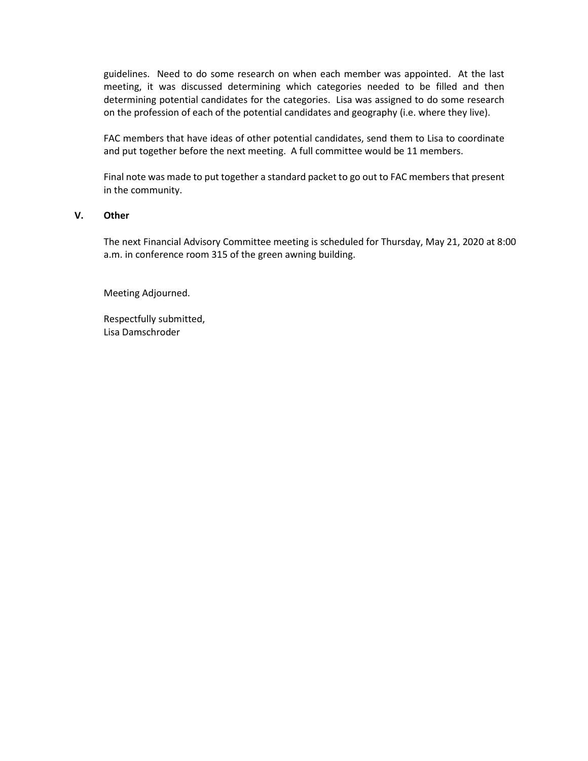guidelines. Need to do some research on when each member was appointed. At the last meeting, it was discussed determining which categories needed to be filled and then determining potential candidates for the categories. Lisa was assigned to do some research on the profession of each of the potential candidates and geography (i.e. where they live).

FAC members that have ideas of other potential candidates, send them to Lisa to coordinate and put together before the next meeting. A full committee would be 11 members.

Final note was made to put together a standard packet to go out to FAC members that present in the community.

## V. Other

The next Financial Advisory Committee meeting is scheduled for Thursday, May 21, 2020 at 8:00 a.m. in conference room 315 of the green awning building.

Meeting Adjourned.

Respectfully submitted,
Lisa Damschroder